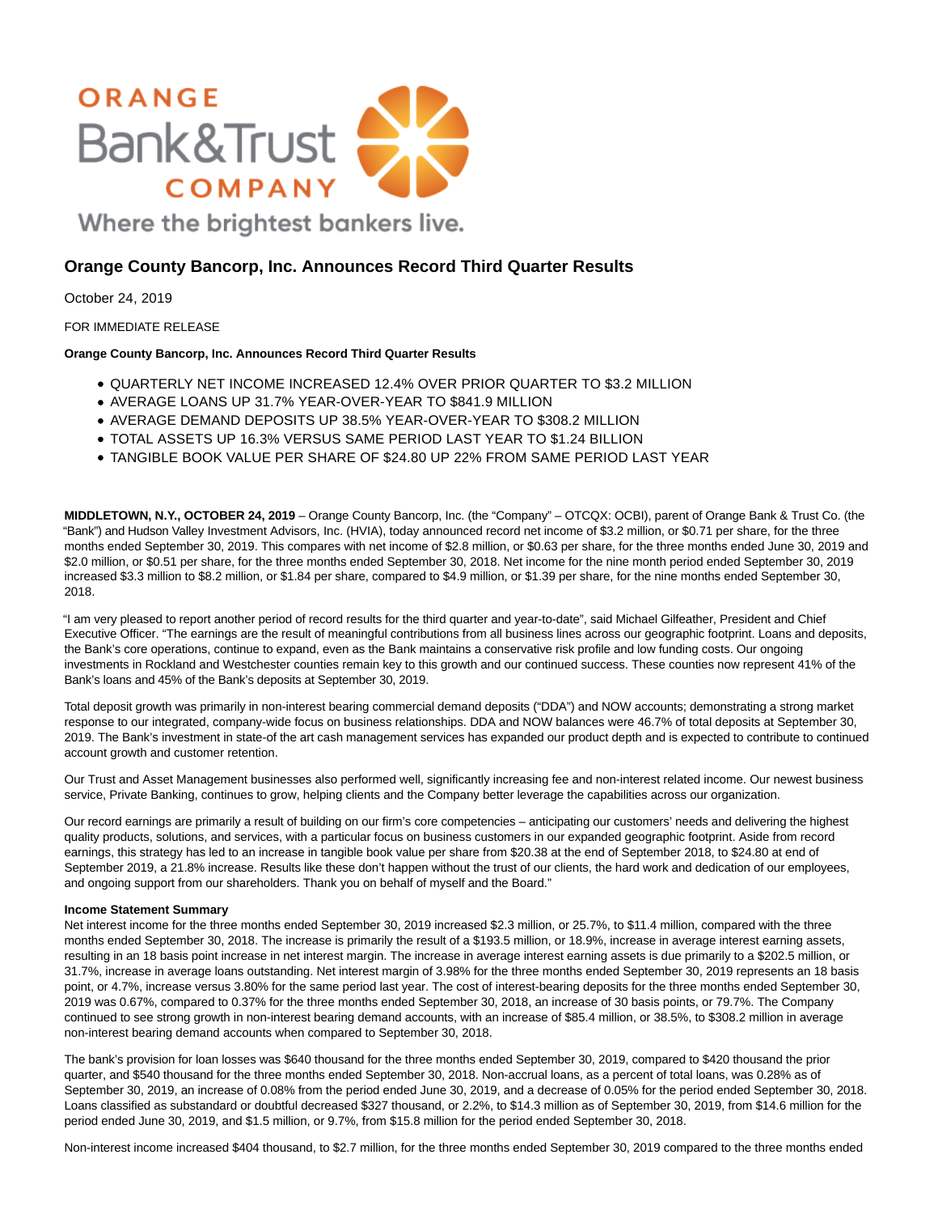# Orange County Bancorp, Inc. Announces Record Third Quarter Results

October 24, 2019

FOR IMMEDIATE RELEASE

**Orange County Bancorp, Inc. Announces Record Third Quarter Results**

- QUARTERLY NET INCOME INCREASED 12.4% OVER PRIOR QUARTER TO $3.2 MILLION
- AVERAGE LOANS UP 31.7% YEAR-OVER-YEAR TO $841.9 MILLION
- AVERAGE DEMAND DEPOSITS UP 38.5% YEAR-OVER-YEAR TO $308.2 MILLION
- TOTAL ASSETS UP 16.3% VERSUS SAME PERIOD LAST YEAR TO $1.24 BILLION
- TANGIBLE BOOK VALUE PER SHARE OF $24.80 UP 22% FROM SAME PERIOD LAST YEAR

**MIDDLETOWN, N.Y., OCTOBER 24, 2019** – Orange County Bancorp, Inc. (the "Company" – OTCQX: OCBI), parent of Orange Bank & Trust Co. (the "Bank") and Hudson Valley Investment Advisors, Inc. (HVIA), today announced record net income of $3.2 million, or $0.71 per share, for the three months ended September 30, 2019. This compares with net income of $2.8 million, or $0.63 per share, for the three months ended June 30, 2019 and $2.0 million, or $0.51 per share, for the three months ended September 30, 2018. Net income for the nine month period ended September 30, 2019 increased $3.3 million to $8.2 million, or $1.84 per share, compared to $4.9 million, or $1.39 per share, for the nine months ended September 30, 2018.

"I am very pleased to report another period of record results for the third quarter and year-to-date", said Michael Gilfeather, President and Chief Executive Officer. "The earnings are the result of meaningful contributions from all business lines across our geographic footprint. Loans and deposits, the Bank's core operations, continue to expand, even as the Bank maintains a conservative risk profile and low funding costs. Our ongoing investments in Rockland and Westchester counties remain key to this growth and our continued success. These counties now represent 41% of the Bank's loans and 45% of the Bank's deposits at September 30, 2019.

Total deposit growth was primarily in non-interest bearing commercial demand deposits ("DDA") and NOW accounts; demonstrating a strong market response to our integrated, company-wide focus on business relationships. DDA and NOW balances were 46.7% of total deposits at September 30, 2019. The Bank's investment in state-of the art cash management services has expanded our product depth and is expected to contribute to continued account growth and customer retention.

Our Trust and Asset Management businesses also performed well, significantly increasing fee and non-interest related income. Our newest business service, Private Banking, continues to grow, helping clients and the Company better leverage the capabilities across our organization.

Our record earnings are primarily a result of building on our firm's core competencies – anticipating our customers' needs and delivering the highest quality products, solutions, and services, with a particular focus on business customers in our expanded geographic footprint. Aside from record earnings, this strategy has led to an increase in tangible book value per share from $20.38 at the end of September 2018, to $24.80 at end of September 2019, a 21.8% increase. Results like these don't happen without the trust of our clients, the hard work and dedication of our employees, and ongoing support from our shareholders. Thank you on behalf of myself and the Board."

**Income Statement Summary**

Net interest income for the three months ended September 30, 2019 increased $2.3 million, or 25.7%, to $11.4 million, compared with the three months ended September 30, 2018. The increase is primarily the result of a $193.5 million, or 18.9%, increase in average interest earning assets, resulting in an 18 basis point increase in net interest margin. The increase in average interest earning assets is due primarily to a $202.5 million, or 31.7%, increase in average loans outstanding. Net interest margin of 3.98% for the three months ended September 30, 2019 represents an 18 basis point, or 4.7%, increase versus 3.80% for the same period last year. The cost of interest-bearing deposits for the three months ended September 30, 2019 was 0.67%, compared to 0.37% for the three months ended September 30, 2018, an increase of 30 basis points, or 79.7%. The Company continued to see strong growth in non-interest bearing demand accounts, with an increase of $85.4 million, or 38.5%, to $308.2 million in average non-interest bearing demand accounts when compared to September 30, 2018.

The bank's provision for loan losses was $640 thousand for the three months ended September 30, 2019, compared to $420 thousand the prior quarter, and $540 thousand for the three months ended September 30, 2018. Non-accrual loans, as a percent of total loans, was 0.28% as of September 30, 2019, an increase of 0.08% from the period ended June 30, 2019, and a decrease of 0.05% for the period ended September 30, 2018. Loans classified as substandard or doubtful decreased $327 thousand, or 2.2%, to $14.3 million as of September 30, 2019, from $14.6 million for the period ended June 30, 2019, and $1.5 million, or 9.7%, from $15.8 million for the period ended September 30, 2018.

Non-interest income increased $404 thousand, to $2.7 million, for the three months ended September 30, 2019 compared to the three months ended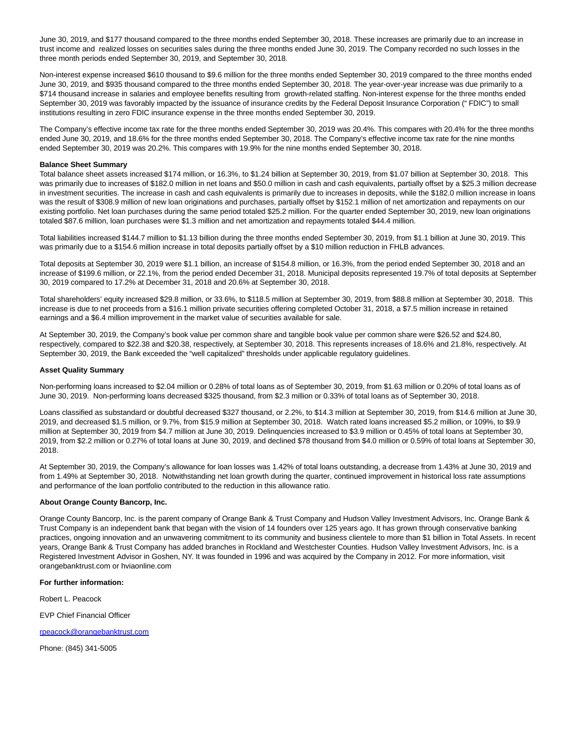June 30, 2019, and $177 thousand compared to the three months ended September 30, 2018. These increases are primarily due to an increase in trust income and realized losses on securities sales during the three months ended June 30, 2019. The Company recorded no such losses in the three month periods ended September 30, 2019, and September 30, 2018.

Non-interest expense increased $610 thousand to $9.6 million for the three months ended September 30, 2019 compared to the three months ended June 30, 2019, and $935 thousand compared to the three months ended September 30, 2018. The year-over-year increase was due primarily to a $714 thousand increase in salaries and employee benefits resulting from growth-related staffing. Non-interest expense for the three months ended September 30, 2019 was favorably impacted by the issuance of insurance credits by the Federal Deposit Insurance Corporation (" FDIC") to small institutions resulting in zero FDIC insurance expense in the three months ended September 30, 2019.

The Company's effective income tax rate for the three months ended September 30, 2019 was 20.4%. This compares with 20.4% for the three months ended June 30, 2019, and 18.6% for the three months ended September 30, 2018. The Company's effective income tax rate for the nine months ended September 30, 2019 was 20.2%. This compares with 19.9% for the nine months ended September 30, 2018.

**Balance Sheet Summary**

Total balance sheet assets increased $174 million, or 16.3%, to $1.24 billion at September 30, 2019, from $1.07 billion at September 30, 2018. This was primarily due to increases of $182.0 million in net loans and $50.0 million in cash and cash equivalents, partially offset by a $25.3 million decrease in investment securities. The increase in cash and cash equivalents is primarily due to increases in deposits, while the $182.0 million increase in loans was the result of $308.9 million of new loan originations and purchases, partially offset by $152.1 million of net amortization and repayments on our existing portfolio. Net loan purchases during the same period totaled $25.2 million. For the quarter ended September 30, 2019, new loan originations totaled $87.6 million, loan purchases were $1.3 million and net amortization and repayments totaled $44.4 million.

Total liabilities increased $144.7 million to $1.13 billion during the three months ended September 30, 2019, from $1.1 billion at June 30, 2019. This was primarily due to a $154.6 million increase in total deposits partially offset by a $10 million reduction in FHLB advances.

Total deposits at September 30, 2019 were $1.1 billion, an increase of $154.8 million, or 16.3%, from the period ended September 30, 2018 and an increase of $199.6 million, or 22.1%, from the period ended December 31, 2018. Municipal deposits represented 19.7% of total deposits at September 30, 2019 compared to 17.2% at December 31, 2018 and 20.6% at September 30, 2018.

Total shareholders' equity increased $29.8 million, or 33.6%, to $118.5 million at September 30, 2019, from $88.8 million at September 30, 2018. This increase is due to net proceeds from a $16.1 million private securities offering completed October 31, 2018, a $7.5 million increase in retained earnings and a $6.4 million improvement in the market value of securities available for sale.

At September 30, 2019, the Company's book value per common share and tangible book value per common share were $26.52 and $24.80, respectively, compared to $22.38 and $20.38, respectively, at September 30, 2018. This represents increases of 18.6% and 21.8%, respectively. At September 30, 2019, the Bank exceeded the "well capitalized" thresholds under applicable regulatory guidelines.

**Asset Quality Summary**

Non-performing loans increased to $2.04 million or 0.28% of total loans as of September 30, 2019, from $1.63 million or 0.20% of total loans as of June 30, 2019. Non-performing loans decreased $325 thousand, from $2.3 million or 0.33% of total loans as of September 30, 2018.

Loans classified as substandard or doubtful decreased $327 thousand, or 2.2%, to $14.3 million at September 30, 2019, from $14.6 million at June 30, 2019, and decreased $1.5 million, or 9.7%, from $15.9 million at September 30, 2018. Watch rated loans increased $5.2 million, or 109%, to $9.9 million at September 30, 2019 from $4.7 million at June 30, 2019. Delinquencies increased to $3.9 million or 0.45% of total loans at September 30, 2019, from $2.2 million or 0.27% of total loans at June 30, 2019, and declined $78 thousand from $4.0 million or 0.59% of total loans at September 30, 2018.

At September 30, 2019, the Company's allowance for loan losses was 1.42% of total loans outstanding, a decrease from 1.43% at June 30, 2019 and from 1.49% at September 30, 2018. Notwithstanding net loan growth during the quarter, continued improvement in historical loss rate assumptions and performance of the loan portfolio contributed to the reduction in this allowance ratio.

**About Orange County Bancorp, Inc.**

Orange County Bancorp, Inc. is the parent company of Orange Bank & Trust Company and Hudson Valley Investment Advisors, Inc. Orange Bank & Trust Company is an independent bank that began with the vision of 14 founders over 125 years ago. It has grown through conservative banking practices, ongoing innovation and an unwavering commitment to its community and business clientele to more than $1 billion in Total Assets. In recent years, Orange Bank & Trust Company has added branches in Rockland and Westchester Counties. Hudson Valley Investment Advisors, Inc. is a Registered Investment Advisor in Goshen, NY. It was founded in 1996 and was acquired by the Company in 2012. For more information, visit orangebanktrust.com or hviaonline.com

**For further information:**

Robert L. Peacock

EVP Chief Financial Officer

rpeacock@orangebanktrust.com

Phone: (845) 341-5005